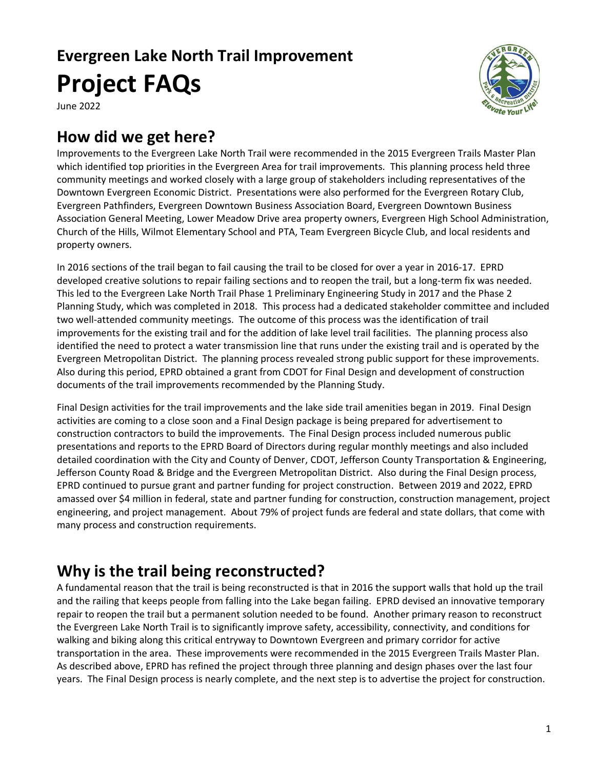# Evergreen Lake North Trail Improvement

# Project FAQs

June 2022

## How did we get here?

Improvements to the Evergreen Lake North Trail were recommended in the 2015 Evergreen Trails Master Plan which identified top priorities in the Evergreen Area for trail improvements. This planning process held three community meetings and worked closely with a large group of stakeholders including representatives of the Downtown Evergreen Economic District. Presentations were also performed for the Evergreen Rotary Club, Evergreen Pathfinders, Evergreen Downtown Business Association Board, Evergreen Downtown Business Association General Meeting, Lower Meadow Drive area property owners, Evergreen High School Administration, Church of the Hills, Wilmot Elementary School and PTA, Team Evergreen Bicycle Club, and local residents and property owners.

In 2016 sections of the trail began to fail causing the trail to be closed for over a year in 2016-17. EPRD developed creative solutions to repair failing sections and to reopen the trail, but a long-term fix was needed. This led to the Evergreen Lake North Trail Phase 1 Preliminary Engineering Study in 2017 and the Phase 2 Planning Study, which was completed in 2018. This process had a dedicated stakeholder committee and included two well-attended community meetings. The outcome of this process was the identification of trail improvements for the existing trail and for the addition of lake level trail facilities. The planning process also identified the need to protect a water transmission line that runs under the existing trail and is operated by the Evergreen Metropolitan District. The planning process revealed strong public support for these improvements. Also during this period, EPRD obtained a grant from CDOT for Final Design and development of construction documents of the trail improvements recommended by the Planning Study.

Final Design activities for the trail improvements and the lake side trail amenities began in 2019. Final Design activities are coming to a close soon and a Final Design package is being prepared for advertisement to construction contractors to build the improvements. The Final Design process included numerous public presentations and reports to the EPRD Board of Directors during regular monthly meetings and also included detailed coordination with the City and County of Denver, CDOT, Jefferson County Transportation & Engineering, Jefferson County Road & Bridge and the Evergreen Metropolitan District. Also during the Final Design process, EPRD continued to pursue grant and partner funding for project construction. Between 2019 and 2022, EPRD amassed over $4 million in federal, state and partner funding for construction, construction management, project engineering, and project management. About 79% of project funds are federal and state dollars, that come with many process and construction requirements.

## Why is the trail being reconstructed?

A fundamental reason that the trail is being reconstructed is that in 2016 the support walls that hold up the trail and the railing that keeps people from falling into the Lake began failing. EPRD devised an innovative temporary repair to reopen the trail but a permanent solution needed to be found. Another primary reason to reconstruct the Evergreen Lake North Trail is to significantly improve safety, accessibility, connectivity, and conditions for walking and biking along this critical entryway to Downtown Evergreen and primary corridor for active transportation in the area. These improvements were recommended in the 2015 Evergreen Trails Master Plan. As described above, EPRD has refined the project through three planning and design phases over the last four years. The Final Design process is nearly complete, and the next step is to advertise the project for construction.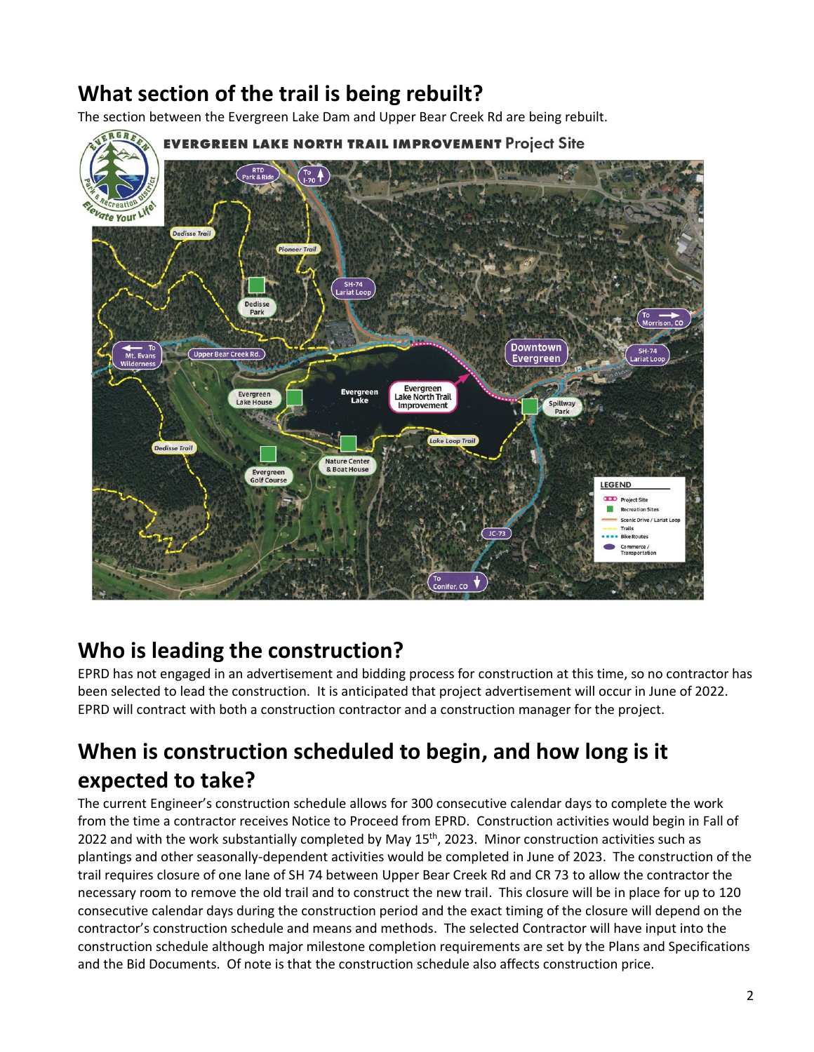## What section of the trail is being rebuilt?

The section between the Evergreen Lake Dam and Upper Bear Creek Rd are being rebuilt.

EVERGREEN LAKE NORTH TRAIL IMPROVEMENT Project Site

Evergreen Park & Recreation District

Elevate Your Life!

RTD Park & Ride

To I-70

Dedisse Trail

Pioneer Trail

SH-74 Lariat Loop

Dedisse Park

To Morrison, CO

To Mt. Evans Wilderness

Upper Bear Creek Rd.

Downtown Evergreen

SH-74 Lariat Loop

Evergreen Lake House

Evergreen Lake

Evergreen Lake North Trail Improvement

Spillway Park

Lake Loop Trail

Dedisse Trail

Evergreen Golf Course

Nature Center & Boat House

JC-73

To Conifer, CO

LEGEND

Project Site

Recreation Sites

Scenic Drive / Lariat Loop

Trails

Bike Routes

Commerce / Transportation

## Who is leading the construction?

EPRD has not engaged in an advertisement and bidding process for construction at this time, so no contractor has been selected to lead the construction. It is anticipated that project advertisement will occur in June of 2022. EPRD will contract with both a construction contractor and a construction manager for the project.

## When is construction scheduled to begin, and how long is it expected to take?

The current Engineer's construction schedule allows for 300 consecutive calendar days to complete the work from the time a contractor receives Notice to Proceed from EPRD. Construction activities would begin in Fall of 2022 and with the work substantially completed by May 15th, 2023. Minor construction activities such as plantings and other seasonally-dependent activities would be completed in June of 2023. The construction of the trail requires closure of one lane of SH 74 between Upper Bear Creek Rd and CR 73 to allow the contractor the necessary room to remove the old trail and to construct the new trail. This closure will be in place for up to 120 consecutive calendar days during the construction period and the exact timing of the closure will depend on the contractor's construction schedule and means and methods. The selected Contractor will have input into the construction schedule although major milestone completion requirements are set by the Plans and Specifications and the Bid Documents. Of note is that the construction schedule also affects construction price.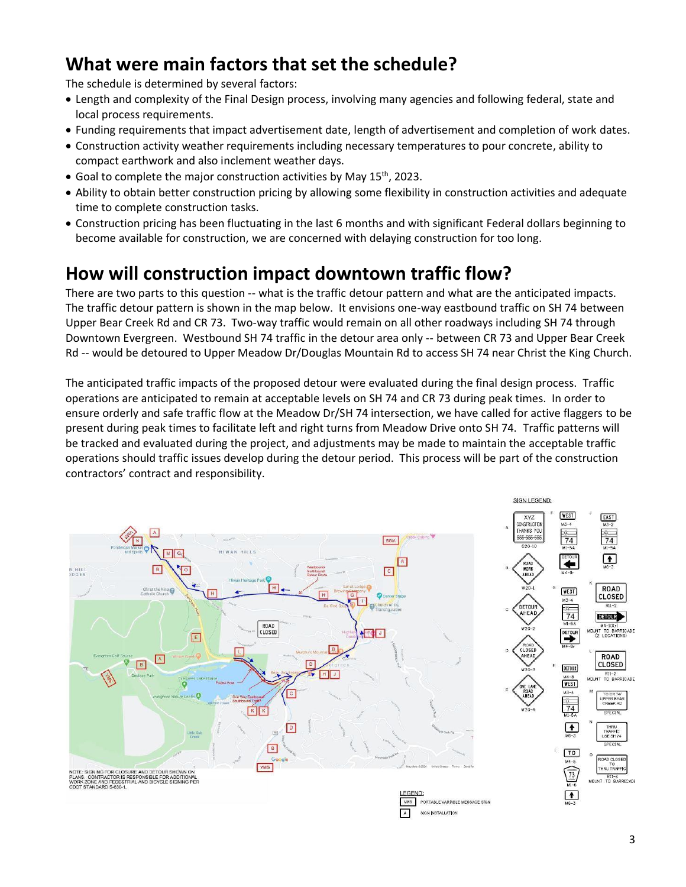## What were main factors that set the schedule?

The schedule is determined by several factors:

- Length and complexity of the Final Design process, involving many agencies and following federal, state and local process requirements.
- Funding requirements that impact advertisement date, length of advertisement and completion of work dates.
- Construction activity weather requirements including necessary temperatures to pour concrete, ability to compact earthwork and also inclement weather days.
- Goal to complete the major construction activities by May 15th, 2023.
- Ability to obtain better construction pricing by allowing some flexibility in construction activities and adequate time to complete construction tasks.
- Construction pricing has been fluctuating in the last 6 months and with significant Federal dollars beginning to become available for construction, we are concerned with delaying construction for too long.

## How will construction impact downtown traffic flow?

There are two parts to this question -- what is the traffic detour pattern and what are the anticipated impacts. The traffic detour pattern is shown in the map below. It envisions one-way eastbound traffic on SH 74 between Upper Bear Creek Rd and CR 73. Two-way traffic would remain on all other roadways including SH 74 through Downtown Evergreen. Westbound SH 74 traffic in the detour area only -- between CR 73 and Upper Bear Creek Rd -- would be detoured to Upper Meadow Dr/Douglas Mountain Rd to access SH 74 near Christ the King Church.

The anticipated traffic impacts of the proposed detour were evaluated during the final design process. Traffic operations are anticipated to remain at acceptable levels on SH 74 and CR 73 during peak times. In order to ensure orderly and safe traffic flow at the Meadow Dr/SH 74 intersection, we have called for active flaggers to be present during peak times to facilitate left and right turns from Meadow Drive onto SH 74. Traffic patterns will be tracked and evaluated during the project, and adjustments may be made to maintain the acceptable traffic operations should traffic issues develop during the detour period. This process will be part of the construction contractors' contract and responsibility.

NOTE: SIGNING FOR CLOSURE AND DETOUR SHOWN ON PLANS. CONTRACTOR IS RESPONSIBLE FOR ADDITIONAL WORK ZONE AND PEDESTRIAN AND BICYCLE SIGNING PER CDOT STANDARD S-630-1.

SIGN LEGEND:

A — XYZ CONSTRUCTION THANKS YOU 555-555-555 (G20-10)
B — ROAD WORK AHEAD (W20-1)
C — DETOUR AHEAD (W20-2)
D — ROAD CLOSED AHEAD (W20-3)
E — ONE LANE ROAD AHEAD (W20-4)
F — WEST (M3-4), 74 (M1-5A), DETOUR (M4-9r)
G — WEST (M3-4), 74 (M1-5A), DETOUR (M4-9r)
H — DETOUR (M4-8), WEST (M3-4), 74 (M1-5A), (M6-3)
I — TO (M4-5), 73 (M1-6), (M6-3)
J — EAST (M3-2), 74 (M1-5A), (M6-3)
K — ROAD CLOSED (R11-2), DETOUR (M4-10(r)) MOUNT TO BARRICADE (2 LOCATIONS)
L — ROAD CLOSED (R11-2) MOUNT TO BARRICADE
M — TO CR 74/ UPPER BEAR CREEK RD (SPECIAL)
N — THRU TRAFFIC USE SH 74 (SPECIAL)
O — ROAD CLOSED TO THRU TRAFFIC (R11-4) MOUNT TO BARRICADE

LEGEND:

VMS — PORTABLE VARIABLE MESSAGE SIGN

A — SIGN INSTALLATION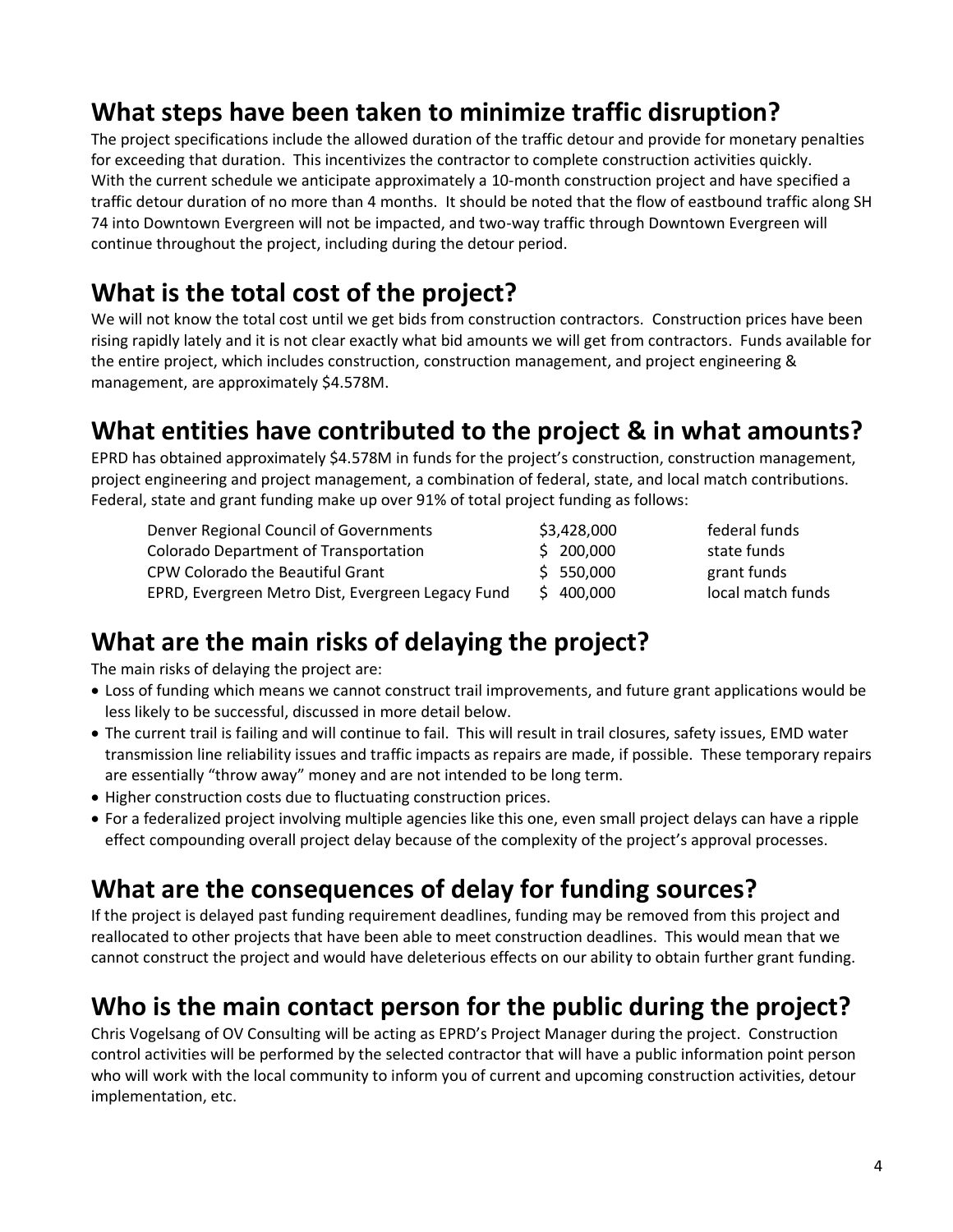## What steps have been taken to minimize traffic disruption?

The project specifications include the allowed duration of the traffic detour and provide for monetary penalties for exceeding that duration. This incentivizes the contractor to complete construction activities quickly. With the current schedule we anticipate approximately a 10-month construction project and have specified a traffic detour duration of no more than 4 months. It should be noted that the flow of eastbound traffic along SH 74 into Downtown Evergreen will not be impacted, and two-way traffic through Downtown Evergreen will continue throughout the project, including during the detour period.

## What is the total cost of the project?

We will not know the total cost until we get bids from construction contractors. Construction prices have been rising rapidly lately and it is not clear exactly what bid amounts we will get from contractors. Funds available for the entire project, which includes construction, construction management, and project engineering & management, are approximately $4.578M.

## What entities have contributed to the project & in what amounts?

EPRD has obtained approximately $4.578M in funds for the project's construction, construction management, project engineering and project management, a combination of federal, state, and local match contributions. Federal, state and grant funding make up over 91% of total project funding as follows:

| | | |
|---|---|---|
| Denver Regional Council of Governments | $3,428,000 | federal funds |
| Colorado Department of Transportation | $ 200,000 | state funds |
| CPW Colorado the Beautiful Grant | $ 550,000 | grant funds |
| EPRD, Evergreen Metro Dist, Evergreen Legacy Fund | $ 400,000 | local match funds |

## What are the main risks of delaying the project?

The main risks of delaying the project are:

- Loss of funding which means we cannot construct trail improvements, and future grant applications would be less likely to be successful, discussed in more detail below.
- The current trail is failing and will continue to fail. This will result in trail closures, safety issues, EMD water transmission line reliability issues and traffic impacts as repairs are made, if possible. These temporary repairs are essentially "throw away" money and are not intended to be long term.
- Higher construction costs due to fluctuating construction prices.
- For a federalized project involving multiple agencies like this one, even small project delays can have a ripple effect compounding overall project delay because of the complexity of the project's approval processes.

## What are the consequences of delay for funding sources?

If the project is delayed past funding requirement deadlines, funding may be removed from this project and reallocated to other projects that have been able to meet construction deadlines. This would mean that we cannot construct the project and would have deleterious effects on our ability to obtain further grant funding.

## Who is the main contact person for the public during the project?

Chris Vogelsang of OV Consulting will be acting as EPRD's Project Manager during the project. Construction control activities will be performed by the selected contractor that will have a public information point person who will work with the local community to inform you of current and upcoming construction activities, detour implementation, etc.